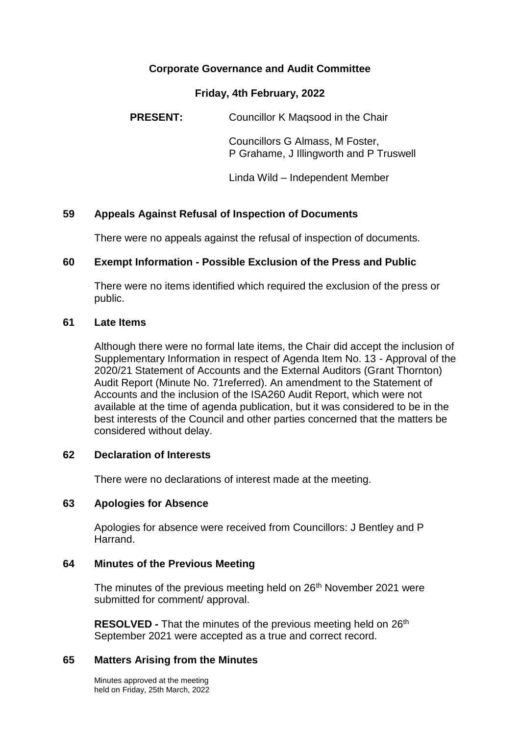# Corporate Governance and Audit Committee

## Friday, 4th February, 2022

**PRESENT:** Councillor K Maqsood in the Chair

Councillors G Almass, M Foster, P Grahame, J Illingworth and P Truswell

Linda Wild – Independent Member

### 59 Appeals Against Refusal of Inspection of Documents

There were no appeals against the refusal of inspection of documents.

### 60 Exempt Information - Possible Exclusion of the Press and Public

There were no items identified which required the exclusion of the press or public.

### 61 Late Items

Although there were no formal late items, the Chair did accept the inclusion of Supplementary Information in respect of Agenda Item No. 13 - Approval of the 2020/21 Statement of Accounts and the External Auditors (Grant Thornton) Audit Report (Minute No. 71referred). An amendment to the Statement of Accounts and the inclusion of the ISA260 Audit Report, which were not available at the time of agenda publication, but it was considered to be in the best interests of the Council and other parties concerned that the matters be considered without delay.

### 62 Declaration of Interests

There were no declarations of interest made at the meeting.

### 63 Apologies for Absence

Apologies for absence were received from Councillors: J Bentley and P Harrand.

### 64 Minutes of the Previous Meeting

The minutes of the previous meeting held on 26th November 2021 were submitted for comment/ approval.

**RESOLVED -** That the minutes of the previous meeting held on 26th September 2021 were accepted as a true and correct record.

### 65 Matters Arising from the Minutes

Minutes approved at the meeting held on Friday, 25th March, 2022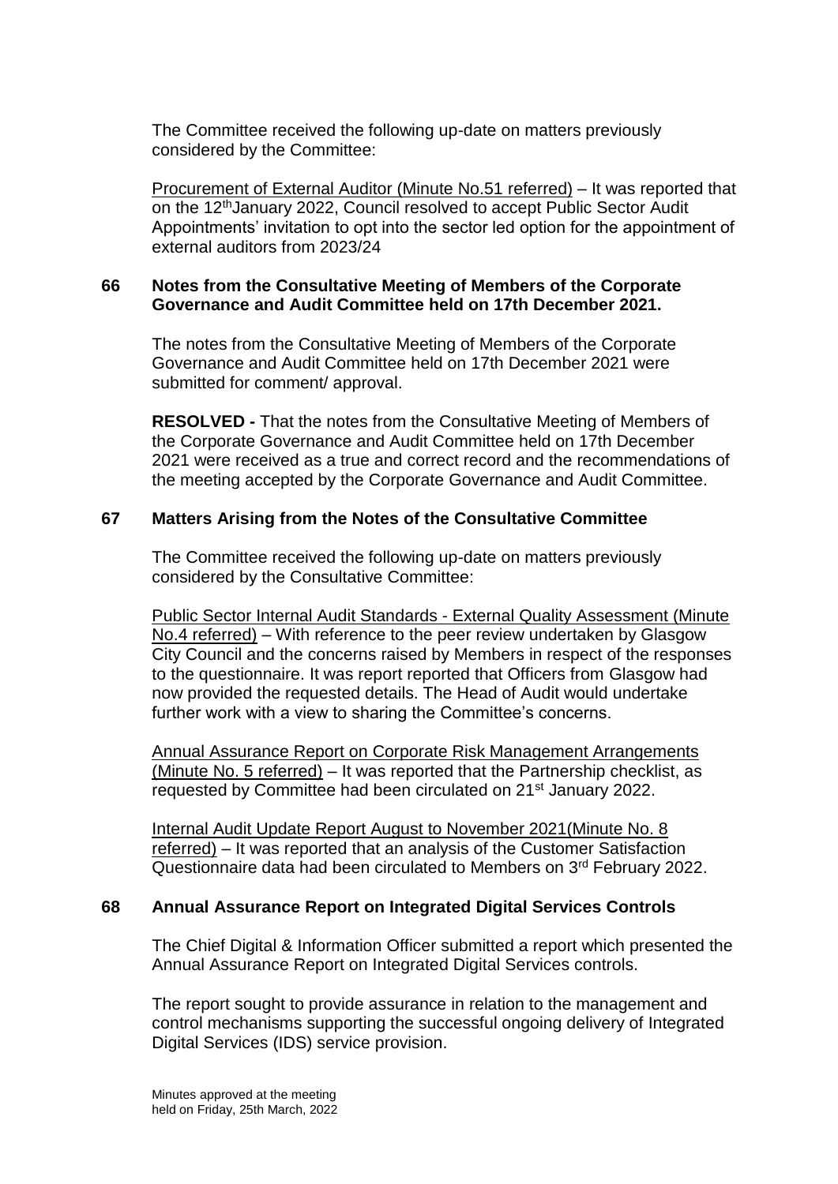The Committee received the following up-date on matters previously considered by the Committee:

Procurement of External Auditor (Minute No.51 referred) – It was reported that on the 12th January 2022, Council resolved to accept Public Sector Audit Appointments' invitation to opt into the sector led option for the appointment of external auditors from 2023/24

## 66 Notes from the Consultative Meeting of Members of the Corporate Governance and Audit Committee held on 17th December 2021.

The notes from the Consultative Meeting of Members of the Corporate Governance and Audit Committee held on 17th December 2021 were submitted for comment/ approval.

**RESOLVED -** That the notes from the Consultative Meeting of Members of the Corporate Governance and Audit Committee held on 17th December 2021 were received as a true and correct record and the recommendations of the meeting accepted by the Corporate Governance and Audit Committee.

## 67 Matters Arising from the Notes of the Consultative Committee

The Committee received the following up-date on matters previously considered by the Consultative Committee:

Public Sector Internal Audit Standards - External Quality Assessment (Minute No.4 referred) – With reference to the peer review undertaken by Glasgow City Council and the concerns raised by Members in respect of the responses to the questionnaire. It was report reported that Officers from Glasgow had now provided the requested details. The Head of Audit would undertake further work with a view to sharing the Committee's concerns.

Annual Assurance Report on Corporate Risk Management Arrangements (Minute No. 5 referred) – It was reported that the Partnership checklist, as requested by Committee had been circulated on 21st January 2022.

Internal Audit Update Report August to November 2021(Minute No. 8 referred) – It was reported that an analysis of the Customer Satisfaction Questionnaire data had been circulated to Members on 3rd February 2022.

## 68 Annual Assurance Report on Integrated Digital Services Controls

The Chief Digital & Information Officer submitted a report which presented the Annual Assurance Report on Integrated Digital Services controls.

The report sought to provide assurance in relation to the management and control mechanisms supporting the successful ongoing delivery of Integrated Digital Services (IDS) service provision.

Minutes approved at the meeting held on Friday, 25th March, 2022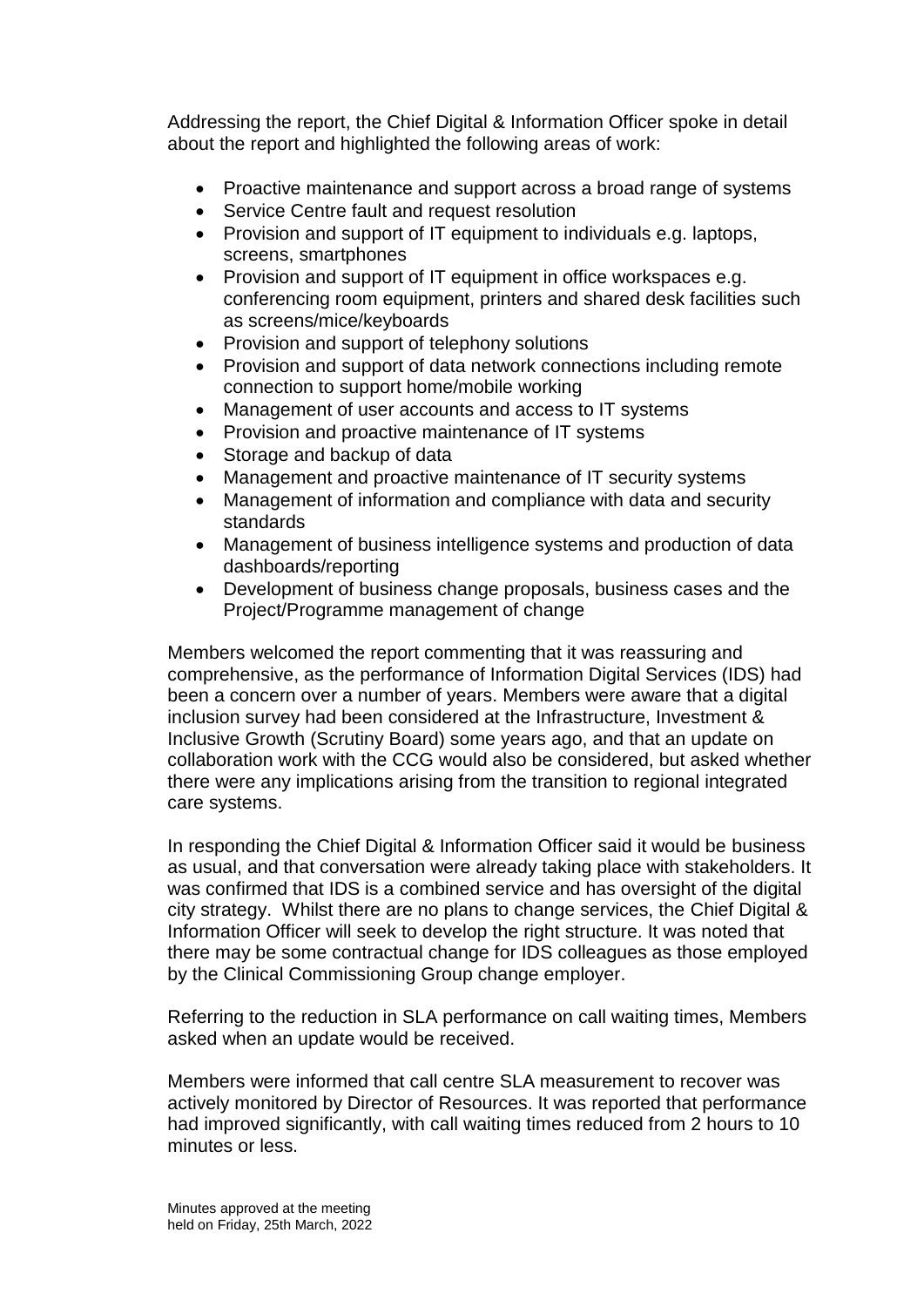Addressing the report, the Chief Digital & Information Officer spoke in detail about the report and highlighted the following areas of work:

- Proactive maintenance and support across a broad range of systems
- Service Centre fault and request resolution
- Provision and support of IT equipment to individuals e.g. laptops, screens, smartphones
- Provision and support of IT equipment in office workspaces e.g. conferencing room equipment, printers and shared desk facilities such as screens/mice/keyboards
- Provision and support of telephony solutions
- Provision and support of data network connections including remote connection to support home/mobile working
- Management of user accounts and access to IT systems
- Provision and proactive maintenance of IT systems
- Storage and backup of data
- Management and proactive maintenance of IT security systems
- Management of information and compliance with data and security standards
- Management of business intelligence systems and production of data dashboards/reporting
- Development of business change proposals, business cases and the Project/Programme management of change

Members welcomed the report commenting that it was reassuring and comprehensive, as the performance of Information Digital Services (IDS) had been a concern over a number of years. Members were aware that a digital inclusion survey had been considered at the Infrastructure, Investment & Inclusive Growth (Scrutiny Board) some years ago, and that an update on collaboration work with the CCG would also be considered, but asked whether there were any implications arising from the transition to regional integrated care systems.

In responding the Chief Digital & Information Officer said it would be business as usual, and that conversation were already taking place with stakeholders. It was confirmed that IDS is a combined service and has oversight of the digital city strategy. Whilst there are no plans to change services, the Chief Digital & Information Officer will seek to develop the right structure. It was noted that there may be some contractual change for IDS colleagues as those employed by the Clinical Commissioning Group change employer.

Referring to the reduction in SLA performance on call waiting times, Members asked when an update would be received.

Members were informed that call centre SLA measurement to recover was actively monitored by Director of Resources. It was reported that performance had improved significantly, with call waiting times reduced from 2 hours to 10 minutes or less.

Minutes approved at the meeting held on Friday, 25th March, 2022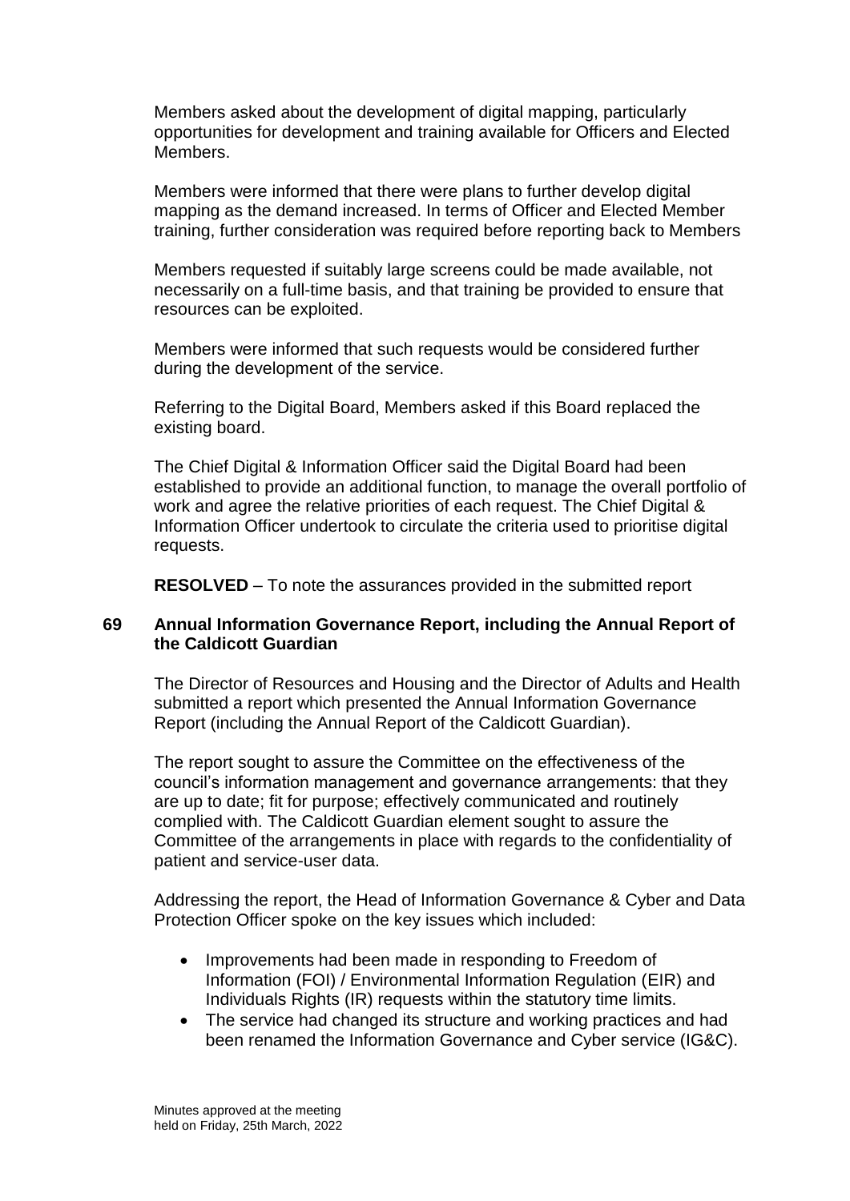Members asked about the development of digital mapping, particularly opportunities for development and training available for Officers and Elected Members.

Members were informed that there were plans to further develop digital mapping as the demand increased. In terms of Officer and Elected Member training, further consideration was required before reporting back to Members

Members requested if suitably large screens could be made available, not necessarily on a full-time basis, and that training be provided to ensure that resources can be exploited.

Members were informed that such requests would be considered further during the development of the service.

Referring to the Digital Board, Members asked if this Board replaced the existing board.

The Chief Digital & Information Officer said the Digital Board had been established to provide an additional function, to manage the overall portfolio of work and agree the relative priorities of each request. The Chief Digital & Information Officer undertook to circulate the criteria used to prioritise digital requests.

**RESOLVED** – To note the assurances provided in the submitted report

## 69 Annual Information Governance Report, including the Annual Report of the Caldicott Guardian

The Director of Resources and Housing and the Director of Adults and Health submitted a report which presented the Annual Information Governance Report (including the Annual Report of the Caldicott Guardian).

The report sought to assure the Committee on the effectiveness of the council's information management and governance arrangements: that they are up to date; fit for purpose; effectively communicated and routinely complied with. The Caldicott Guardian element sought to assure the Committee of the arrangements in place with regards to the confidentiality of patient and service-user data.

Addressing the report, the Head of Information Governance & Cyber and Data Protection Officer spoke on the key issues which included:

- Improvements had been made in responding to Freedom of Information (FOI) / Environmental Information Regulation (EIR) and Individuals Rights (IR) requests within the statutory time limits.
- The service had changed its structure and working practices and had been renamed the Information Governance and Cyber service (IG&C).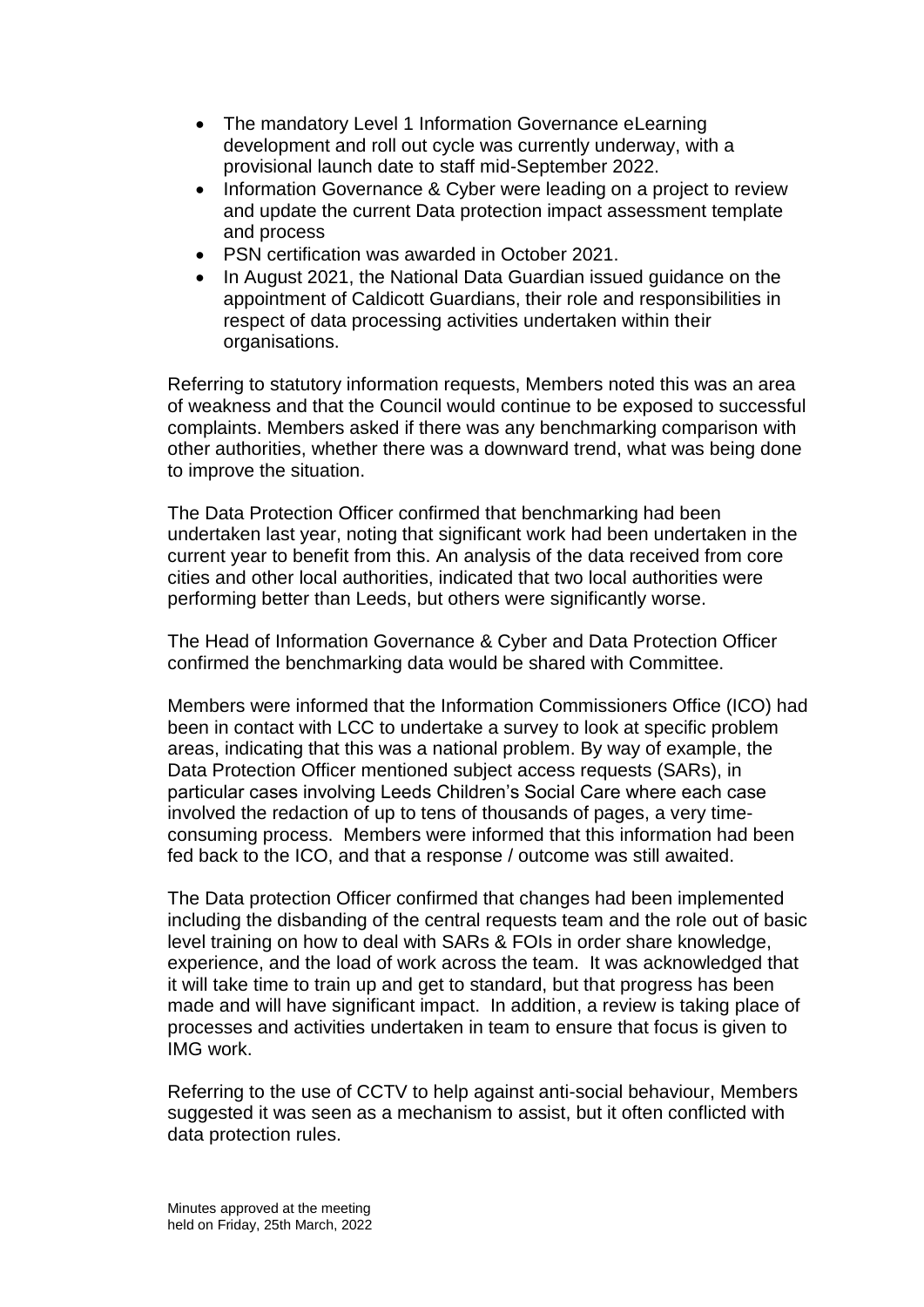- The mandatory Level 1 Information Governance eLearning development and roll out cycle was currently underway, with a provisional launch date to staff mid-September 2022.
- Information Governance & Cyber were leading on a project to review and update the current Data protection impact assessment template and process
- PSN certification was awarded in October 2021.
- In August 2021, the National Data Guardian issued guidance on the appointment of Caldicott Guardians, their role and responsibilities in respect of data processing activities undertaken within their organisations.

Referring to statutory information requests, Members noted this was an area of weakness and that the Council would continue to be exposed to successful complaints. Members asked if there was any benchmarking comparison with other authorities, whether there was a downward trend, what was being done to improve the situation.

The Data Protection Officer confirmed that benchmarking had been undertaken last year, noting that significant work had been undertaken in the current year to benefit from this. An analysis of the data received from core cities and other local authorities, indicated that two local authorities were performing better than Leeds, but others were significantly worse.

The Head of Information Governance & Cyber and Data Protection Officer confirmed the benchmarking data would be shared with Committee.

Members were informed that the Information Commissioners Office (ICO) had been in contact with LCC to undertake a survey to look at specific problem areas, indicating that this was a national problem. By way of example, the Data Protection Officer mentioned subject access requests (SARs), in particular cases involving Leeds Children's Social Care where each case involved the redaction of up to tens of thousands of pages, a very time-consuming process. Members were informed that this information had been fed back to the ICO, and that a response / outcome was still awaited.

The Data protection Officer confirmed that changes had been implemented including the disbanding of the central requests team and the role out of basic level training on how to deal with SARs & FOIs in order share knowledge, experience, and the load of work across the team. It was acknowledged that it will take time to train up and get to standard, but that progress has been made and will have significant impact. In addition, a review is taking place of processes and activities undertaken in team to ensure that focus is given to IMG work.

Referring to the use of CCTV to help against anti-social behaviour, Members suggested it was seen as a mechanism to assist, but it often conflicted with data protection rules.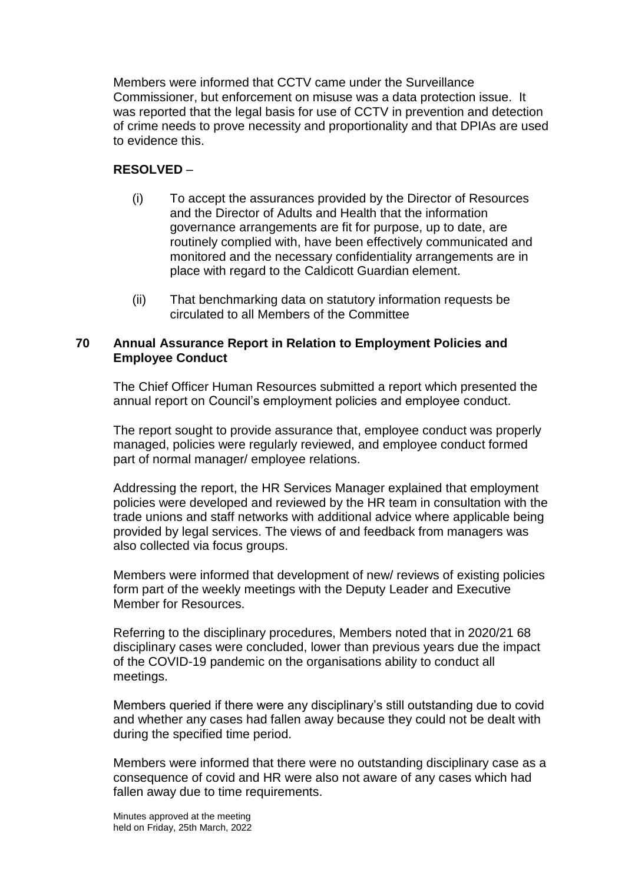Members were informed that CCTV came under the Surveillance Commissioner, but enforcement on misuse was a data protection issue. It was reported that the legal basis for use of CCTV in prevention and detection of crime needs to prove necessity and proportionality and that DPIAs are used to evidence this.

**RESOLVED** –

(i) To accept the assurances provided by the Director of Resources and the Director of Adults and Health that the information governance arrangements are fit for purpose, up to date, are routinely complied with, have been effectively communicated and monitored and the necessary confidentiality arrangements are in place with regard to the Caldicott Guardian element.

(ii) That benchmarking data on statutory information requests be circulated to all Members of the Committee

## 70 Annual Assurance Report in Relation to Employment Policies and Employee Conduct

The Chief Officer Human Resources submitted a report which presented the annual report on Council's employment policies and employee conduct.

The report sought to provide assurance that, employee conduct was properly managed, policies were regularly reviewed, and employee conduct formed part of normal manager/ employee relations.

Addressing the report, the HR Services Manager explained that employment policies were developed and reviewed by the HR team in consultation with the trade unions and staff networks with additional advice where applicable being provided by legal services. The views of and feedback from managers was also collected via focus groups.

Members were informed that development of new/ reviews of existing policies form part of the weekly meetings with the Deputy Leader and Executive Member for Resources.

Referring to the disciplinary procedures, Members noted that in 2020/21 68 disciplinary cases were concluded, lower than previous years due the impact of the COVID-19 pandemic on the organisations ability to conduct all meetings.

Members queried if there were any disciplinary's still outstanding due to covid and whether any cases had fallen away because they could not be dealt with during the specified time period.

Members were informed that there were no outstanding disciplinary case as a consequence of covid and HR were also not aware of any cases which had fallen away due to time requirements.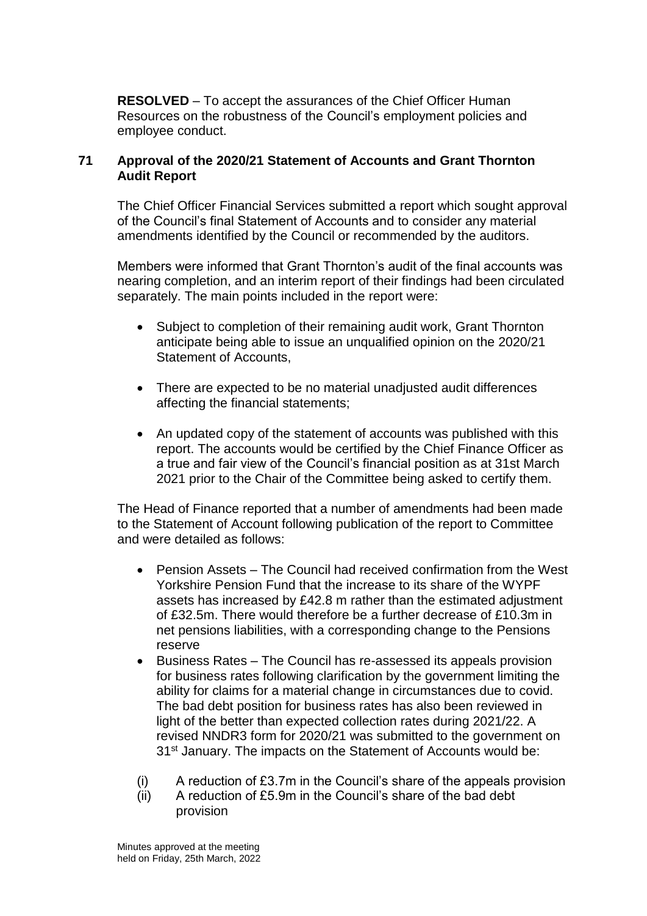**RESOLVED** – To accept the assurances of the Chief Officer Human Resources on the robustness of the Council's employment policies and employee conduct.

## 71 Approval of the 2020/21 Statement of Accounts and Grant Thornton Audit Report

The Chief Officer Financial Services submitted a report which sought approval of the Council's final Statement of Accounts and to consider any material amendments identified by the Council or recommended by the auditors.

Members were informed that Grant Thornton's audit of the final accounts was nearing completion, and an interim report of their findings had been circulated separately. The main points included in the report were:

- Subject to completion of their remaining audit work, Grant Thornton anticipate being able to issue an unqualified opinion on the 2020/21 Statement of Accounts,
- There are expected to be no material unadjusted audit differences affecting the financial statements;
- An updated copy of the statement of accounts was published with this report. The accounts would be certified by the Chief Finance Officer as a true and fair view of the Council's financial position as at 31st March 2021 prior to the Chair of the Committee being asked to certify them.

The Head of Finance reported that a number of amendments had been made to the Statement of Account following publication of the report to Committee and were detailed as follows:

- Pension Assets – The Council had received confirmation from the West Yorkshire Pension Fund that the increase to its share of the WYPF assets has increased by £42.8 m rather than the estimated adjustment of £32.5m. There would therefore be a further decrease of £10.3m in net pensions liabilities, with a corresponding change to the Pensions reserve
- Business Rates – The Council has re-assessed its appeals provision for business rates following clarification by the government limiting the ability for claims for a material change in circumstances due to covid. The bad debt position for business rates has also been reviewed in light of the better than expected collection rates during 2021/22. A revised NNDR3 form for 2020/21 was submitted to the government on 31st January. The impacts on the Statement of Accounts would be:

(i) A reduction of £3.7m in the Council's share of the appeals provision
(ii) A reduction of £5.9m in the Council's share of the bad debt provision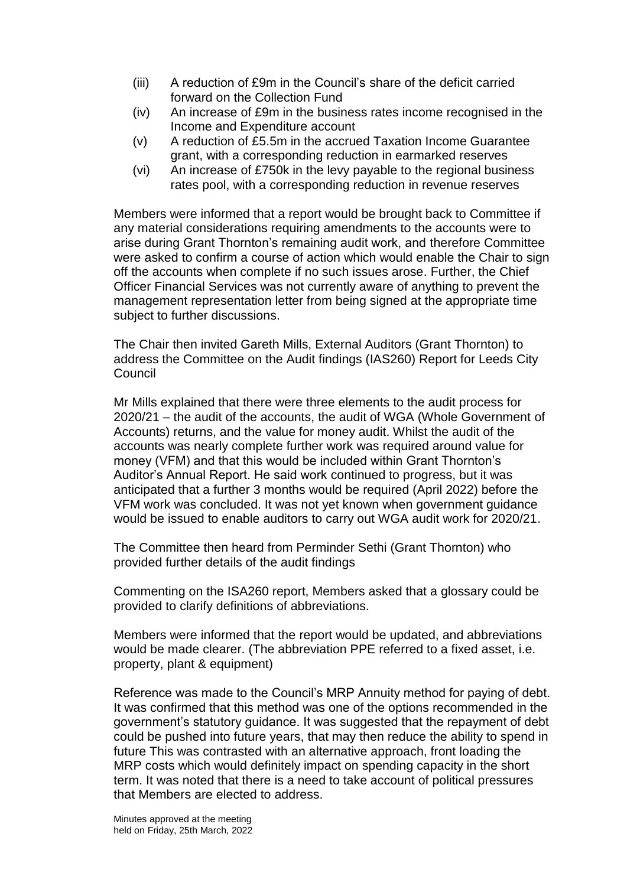(iii) A reduction of £9m in the Council's share of the deficit carried forward on the Collection Fund

(iv) An increase of £9m in the business rates income recognised in the Income and Expenditure account

(v) A reduction of £5.5m in the accrued Taxation Income Guarantee grant, with a corresponding reduction in earmarked reserves

(vi) An increase of £750k in the levy payable to the regional business rates pool, with a corresponding reduction in revenue reserves

Members were informed that a report would be brought back to Committee if any material considerations requiring amendments to the accounts were to arise during Grant Thornton's remaining audit work, and therefore Committee were asked to confirm a course of action which would enable the Chair to sign off the accounts when complete if no such issues arose. Further, the Chief Officer Financial Services was not currently aware of anything to prevent the management representation letter from being signed at the appropriate time subject to further discussions.

The Chair then invited Gareth Mills, External Auditors (Grant Thornton) to address the Committee on the Audit findings (IAS260) Report for Leeds City Council

Mr Mills explained that there were three elements to the audit process for 2020/21 – the audit of the accounts, the audit of WGA (Whole Government of Accounts) returns, and the value for money audit. Whilst the audit of the accounts was nearly complete further work was required around value for money (VFM) and that this would be included within Grant Thornton's Auditor's Annual Report. He said work continued to progress, but it was anticipated that a further 3 months would be required (April 2022) before the VFM work was concluded. It was not yet known when government guidance would be issued to enable auditors to carry out WGA audit work for 2020/21.

The Committee then heard from Perminder Sethi (Grant Thornton) who provided further details of the audit findings

Commenting on the ISA260 report, Members asked that a glossary could be provided to clarify definitions of abbreviations.

Members were informed that the report would be updated, and abbreviations would be made clearer. (The abbreviation PPE referred to a fixed asset, i.e. property, plant & equipment)

Reference was made to the Council's MRP Annuity method for paying of debt. It was confirmed that this method was one of the options recommended in the government's statutory guidance. It was suggested that the repayment of debt could be pushed into future years, that may then reduce the ability to spend in future This was contrasted with an alternative approach, front loading the MRP costs which would definitely impact on spending capacity in the short term. It was noted that there is a need to take account of political pressures that Members are elected to address.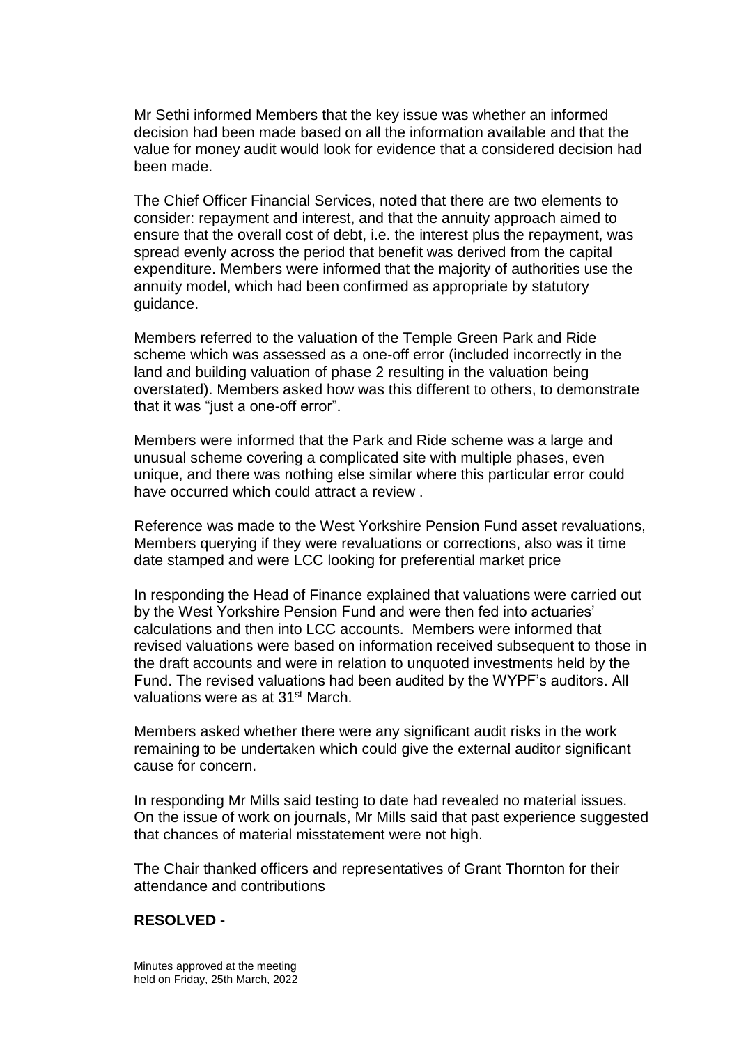Mr Sethi informed Members that the key issue was whether an informed decision had been made based on all the information available and that the value for money audit would look for evidence that a considered decision had been made.

The Chief Officer Financial Services, noted that there are two elements to consider: repayment and interest, and that the annuity approach aimed to ensure that the overall cost of debt, i.e. the interest plus the repayment, was spread evenly across the period that benefit was derived from the capital expenditure. Members were informed that the majority of authorities use the annuity model, which had been confirmed as appropriate by statutory guidance.

Members referred to the valuation of the Temple Green Park and Ride scheme which was assessed as a one-off error (included incorrectly in the land and building valuation of phase 2 resulting in the valuation being overstated). Members asked how was this different to others, to demonstrate that it was "just a one-off error".

Members were informed that the Park and Ride scheme was a large and unusual scheme covering a complicated site with multiple phases, even unique, and there was nothing else similar where this particular error could have occurred which could attract a review .

Reference was made to the West Yorkshire Pension Fund asset revaluations, Members querying if they were revaluations or corrections, also was it time date stamped and were LCC looking for preferential market price

In responding the Head of Finance explained that valuations were carried out by the West Yorkshire Pension Fund and were then fed into actuaries' calculations and then into LCC accounts. Members were informed that revised valuations were based on information received subsequent to those in the draft accounts and were in relation to unquoted investments held by the Fund. The revised valuations had been audited by the WYPF's auditors. All valuations were as at 31st March.

Members asked whether there were any significant audit risks in the work remaining to be undertaken which could give the external auditor significant cause for concern.

In responding Mr Mills said testing to date had revealed no material issues. On the issue of work on journals, Mr Mills said that past experience suggested that chances of material misstatement were not high.

The Chair thanked officers and representatives of Grant Thornton for their attendance and contributions

**RESOLVED -**

Minutes approved at the meeting held on Friday, 25th March, 2022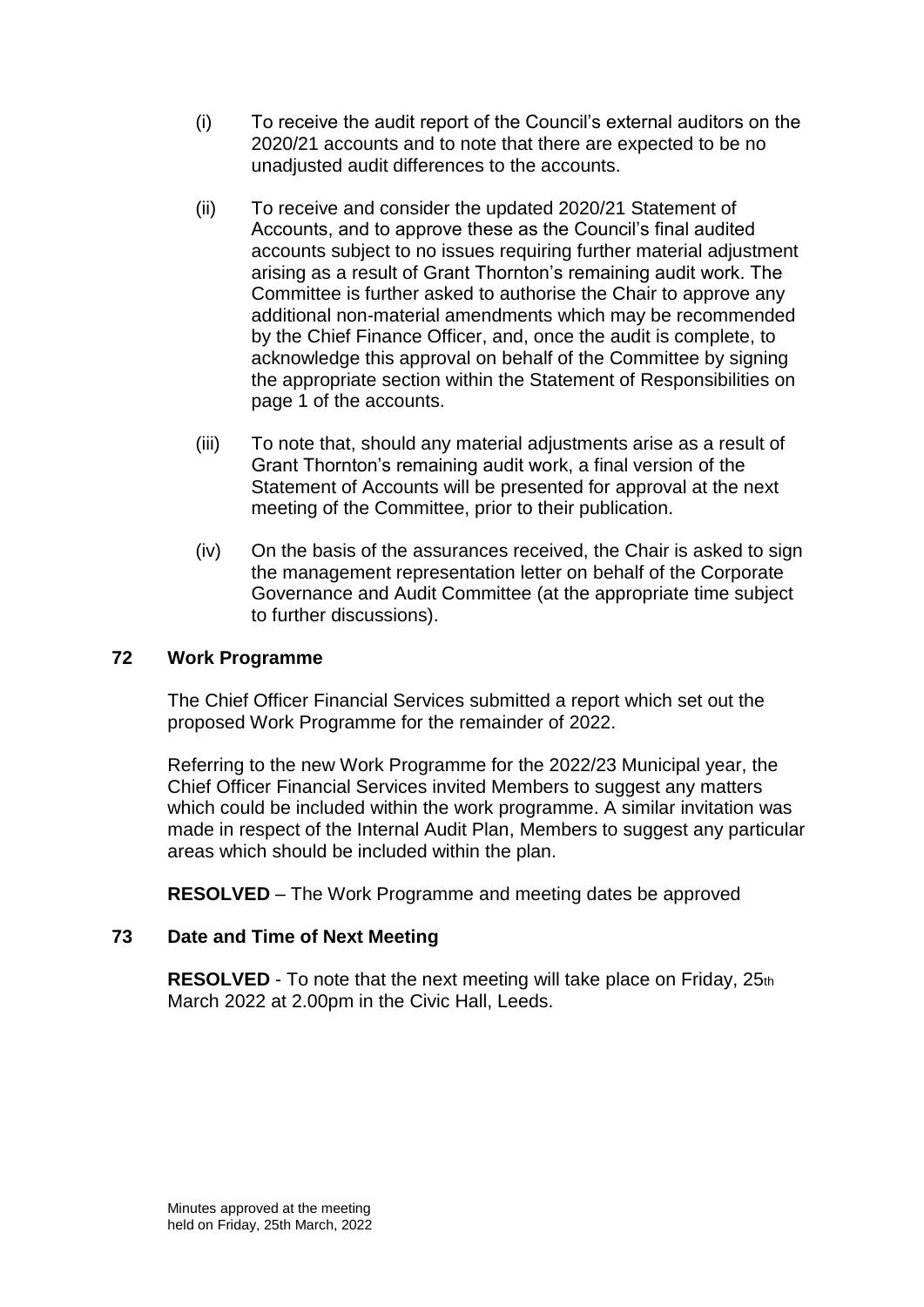(i) To receive the audit report of the Council's external auditors on the 2020/21 accounts and to note that there are expected to be no unadjusted audit differences to the accounts.

(ii) To receive and consider the updated 2020/21 Statement of Accounts, and to approve these as the Council's final audited accounts subject to no issues requiring further material adjustment arising as a result of Grant Thornton's remaining audit work. The Committee is further asked to authorise the Chair to approve any additional non-material amendments which may be recommended by the Chief Finance Officer, and, once the audit is complete, to acknowledge this approval on behalf of the Committee by signing the appropriate section within the Statement of Responsibilities on page 1 of the accounts.

(iii) To note that, should any material adjustments arise as a result of Grant Thornton's remaining audit work, a final version of the Statement of Accounts will be presented for approval at the next meeting of the Committee, prior to their publication.

(iv) On the basis of the assurances received, the Chair is asked to sign the management representation letter on behalf of the Corporate Governance and Audit Committee (at the appropriate time subject to further discussions).

## 72 Work Programme

The Chief Officer Financial Services submitted a report which set out the proposed Work Programme for the remainder of 2022.

Referring to the new Work Programme for the 2022/23 Municipal year, the Chief Officer Financial Services invited Members to suggest any matters which could be included within the work programme. A similar invitation was made in respect of the Internal Audit Plan, Members to suggest any particular areas which should be included within the plan.

**RESOLVED** – The Work Programme and meeting dates be approved

## 73 Date and Time of Next Meeting

**RESOLVED** - To note that the next meeting will take place on Friday, 25th March 2022 at 2.00pm in the Civic Hall, Leeds.

Minutes approved at the meeting
held on Friday, 25th March, 2022